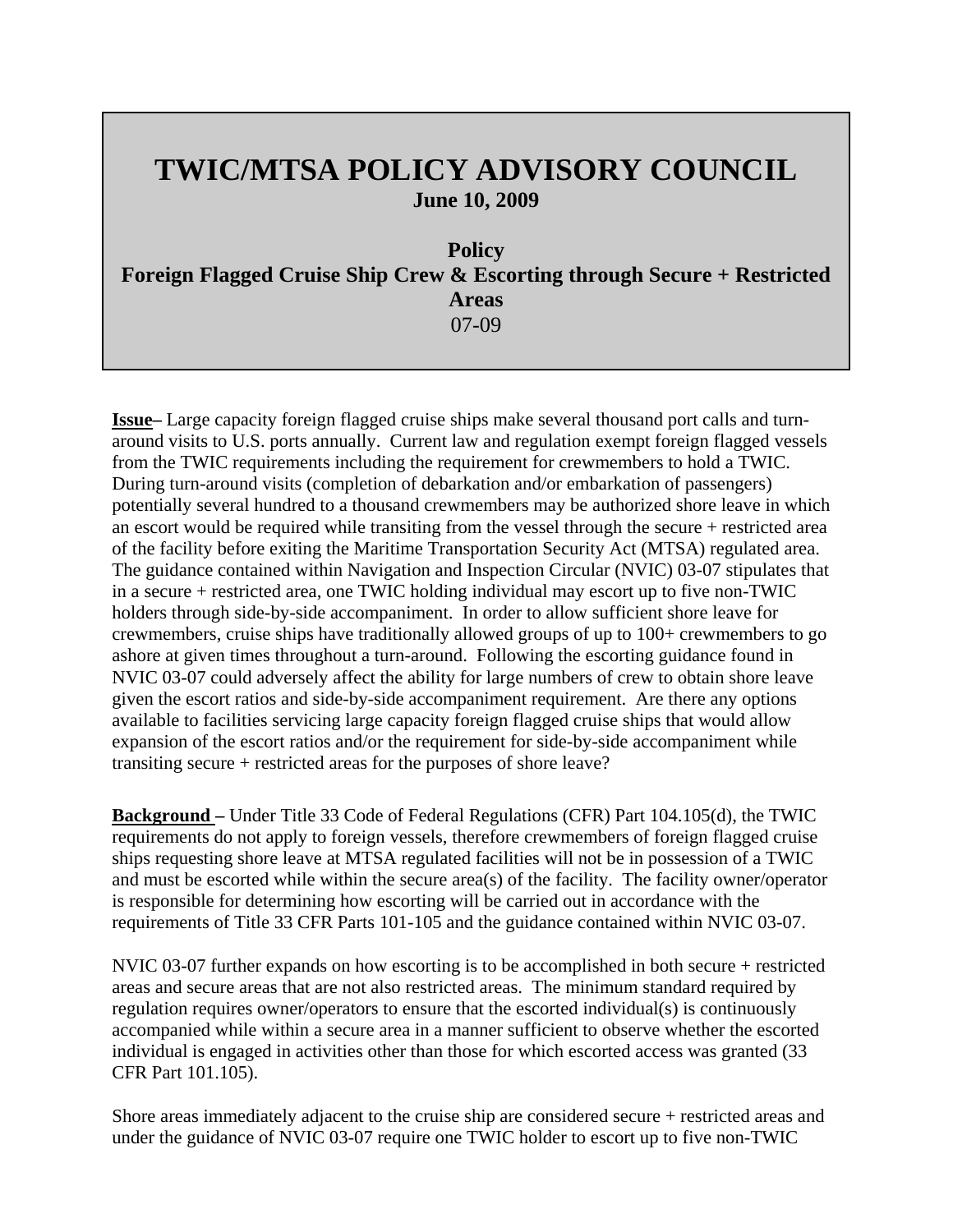# TWIC/MTSA POLICY ADVISORY COUNCIL

**June 10, 2009**

**Policy**

**Foreign Flagged Cruise Ship Crew & Escorting through Secure + Restricted Areas**

07-09

**Issue–** Large capacity foreign flagged cruise ships make several thousand port calls and turn-around visits to U.S. ports annually. Current law and regulation exempt foreign flagged vessels from the TWIC requirements including the requirement for crewmembers to hold a TWIC. During turn-around visits (completion of debarkation and/or embarkation of passengers) potentially several hundred to a thousand crewmembers may be authorized shore leave in which an escort would be required while transiting from the vessel through the secure + restricted area of the facility before exiting the Maritime Transportation Security Act (MTSA) regulated area. The guidance contained within Navigation and Inspection Circular (NVIC) 03-07 stipulates that in a secure + restricted area, one TWIC holding individual may escort up to five non-TWIC holders through side-by-side accompaniment. In order to allow sufficient shore leave for crewmembers, cruise ships have traditionally allowed groups of up to 100+ crewmembers to go ashore at given times throughout a turn-around. Following the escorting guidance found in NVIC 03-07 could adversely affect the ability for large numbers of crew to obtain shore leave given the escort ratios and side-by-side accompaniment requirement. Are there any options available to facilities servicing large capacity foreign flagged cruise ships that would allow expansion of the escort ratios and/or the requirement for side-by-side accompaniment while transiting secure + restricted areas for the purposes of shore leave?

**Background –** Under Title 33 Code of Federal Regulations (CFR) Part 104.105(d), the TWIC requirements do not apply to foreign vessels, therefore crewmembers of foreign flagged cruise ships requesting shore leave at MTSA regulated facilities will not be in possession of a TWIC and must be escorted while within the secure area(s) of the facility. The facility owner/operator is responsible for determining how escorting will be carried out in accordance with the requirements of Title 33 CFR Parts 101-105 and the guidance contained within NVIC 03-07.

NVIC 03-07 further expands on how escorting is to be accomplished in both secure + restricted areas and secure areas that are not also restricted areas. The minimum standard required by regulation requires owner/operators to ensure that the escorted individual(s) is continuously accompanied while within a secure area in a manner sufficient to observe whether the escorted individual is engaged in activities other than those for which escorted access was granted (33 CFR Part 101.105).

Shore areas immediately adjacent to the cruise ship are considered secure + restricted areas and under the guidance of NVIC 03-07 require one TWIC holder to escort up to five non-TWIC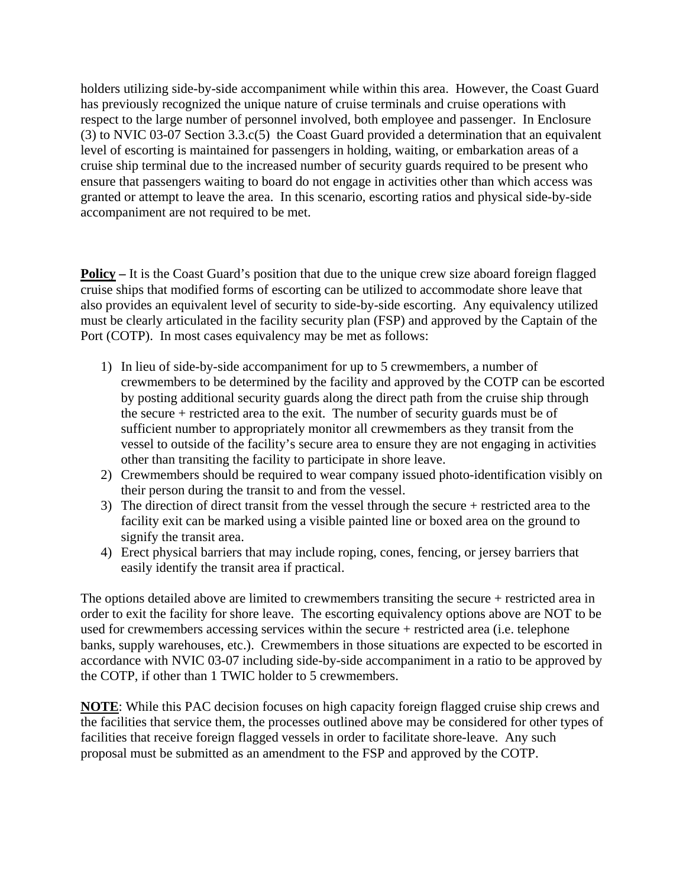holders utilizing side-by-side accompaniment while within this area. However, the Coast Guard has previously recognized the unique nature of cruise terminals and cruise operations with respect to the large number of personnel involved, both employee and passenger. In Enclosure (3) to NVIC 03-07 Section 3.3.c(5) the Coast Guard provided a determination that an equivalent level of escorting is maintained for passengers in holding, waiting, or embarkation areas of a cruise ship terminal due to the increased number of security guards required to be present who ensure that passengers waiting to board do not engage in activities other than which access was granted or attempt to leave the area. In this scenario, escorting ratios and physical side-by-side accompaniment are not required to be met.

**Policy –** It is the Coast Guard's position that due to the unique crew size aboard foreign flagged cruise ships that modified forms of escorting can be utilized to accommodate shore leave that also provides an equivalent level of security to side-by-side escorting. Any equivalency utilized must be clearly articulated in the facility security plan (FSP) and approved by the Captain of the Port (COTP). In most cases equivalency may be met as follows:

1) In lieu of side-by-side accompaniment for up to 5 crewmembers, a number of crewmembers to be determined by the facility and approved by the COTP can be escorted by posting additional security guards along the direct path from the cruise ship through the secure + restricted area to the exit. The number of security guards must be of sufficient number to appropriately monitor all crewmembers as they transit from the vessel to outside of the facility's secure area to ensure they are not engaging in activities other than transiting the facility to participate in shore leave.
2) Crewmembers should be required to wear company issued photo-identification visibly on their person during the transit to and from the vessel.
3) The direction of direct transit from the vessel through the secure + restricted area to the facility exit can be marked using a visible painted line or boxed area on the ground to signify the transit area.
4) Erect physical barriers that may include roping, cones, fencing, or jersey barriers that easily identify the transit area if practical.

The options detailed above are limited to crewmembers transiting the secure + restricted area in order to exit the facility for shore leave. The escorting equivalency options above are NOT to be used for crewmembers accessing services within the secure + restricted area (i.e. telephone banks, supply warehouses, etc.). Crewmembers in those situations are expected to be escorted in accordance with NVIC 03-07 including side-by-side accompaniment in a ratio to be approved by the COTP, if other than 1 TWIC holder to 5 crewmembers.

**NOTE**: While this PAC decision focuses on high capacity foreign flagged cruise ship crews and the facilities that service them, the processes outlined above may be considered for other types of facilities that receive foreign flagged vessels in order to facilitate shore-leave. Any such proposal must be submitted as an amendment to the FSP and approved by the COTP.